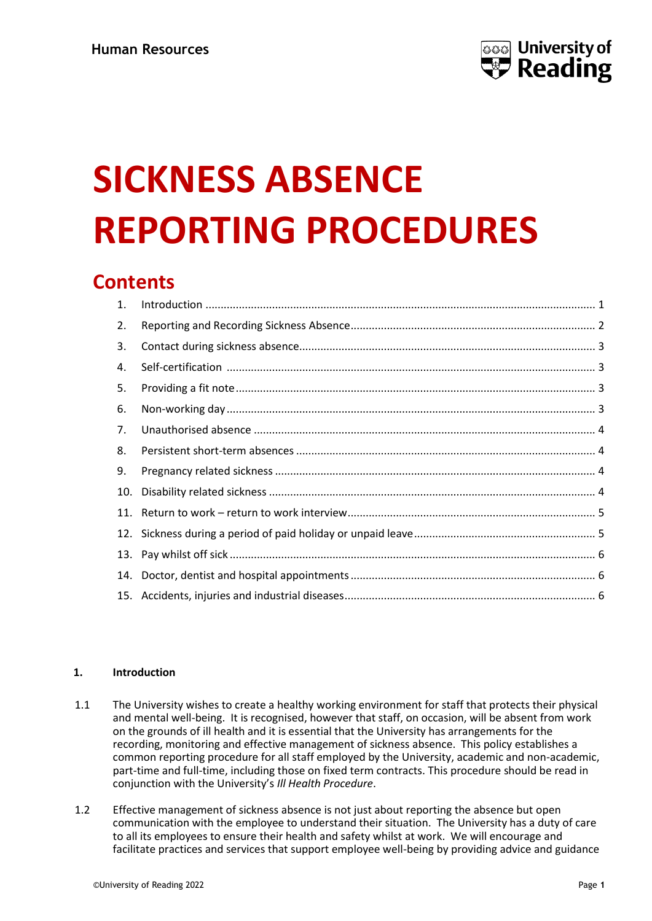Human Resources

# SICKNESS ABSENCE REPORTING PROCEDURES

## Contents

1. Introduction ..... 1
2. Reporting and Recording Sickness Absence ..... 2
3. Contact during sickness absence ..... 3
4. Self-certification ..... 3
5. Providing a fit note ..... 3
6. Non-working day ..... 3
7. Unauthorised absence ..... 4
8. Persistent short-term absences ..... 4
9. Pregnancy related sickness ..... 4
10. Disability related sickness ..... 4
11. Return to work – return to work interview ..... 5
12. Sickness during a period of paid holiday or unpaid leave ..... 5
13. Pay whilst off sick ..... 6
14. Doctor, dentist and hospital appointments ..... 6
15. Accidents, injuries and industrial diseases ..... 6

### 1. Introduction

1.1 The University wishes to create a healthy working environment for staff that protects their physical and mental well-being. It is recognised, however that staff, on occasion, will be absent from work on the grounds of ill health and it is essential that the University has arrangements for the recording, monitoring and effective management of sickness absence. This policy establishes a common reporting procedure for all staff employed by the University, academic and non-academic, part-time and full-time, including those on fixed term contracts. This procedure should be read in conjunction with the University's *Ill Health Procedure*.

1.2 Effective management of sickness absence is not just about reporting the absence but open communication with the employee to understand their situation. The University has a duty of care to all its employees to ensure their health and safety whilst at work. We will encourage and facilitate practices and services that support employee well-being by providing advice and guidance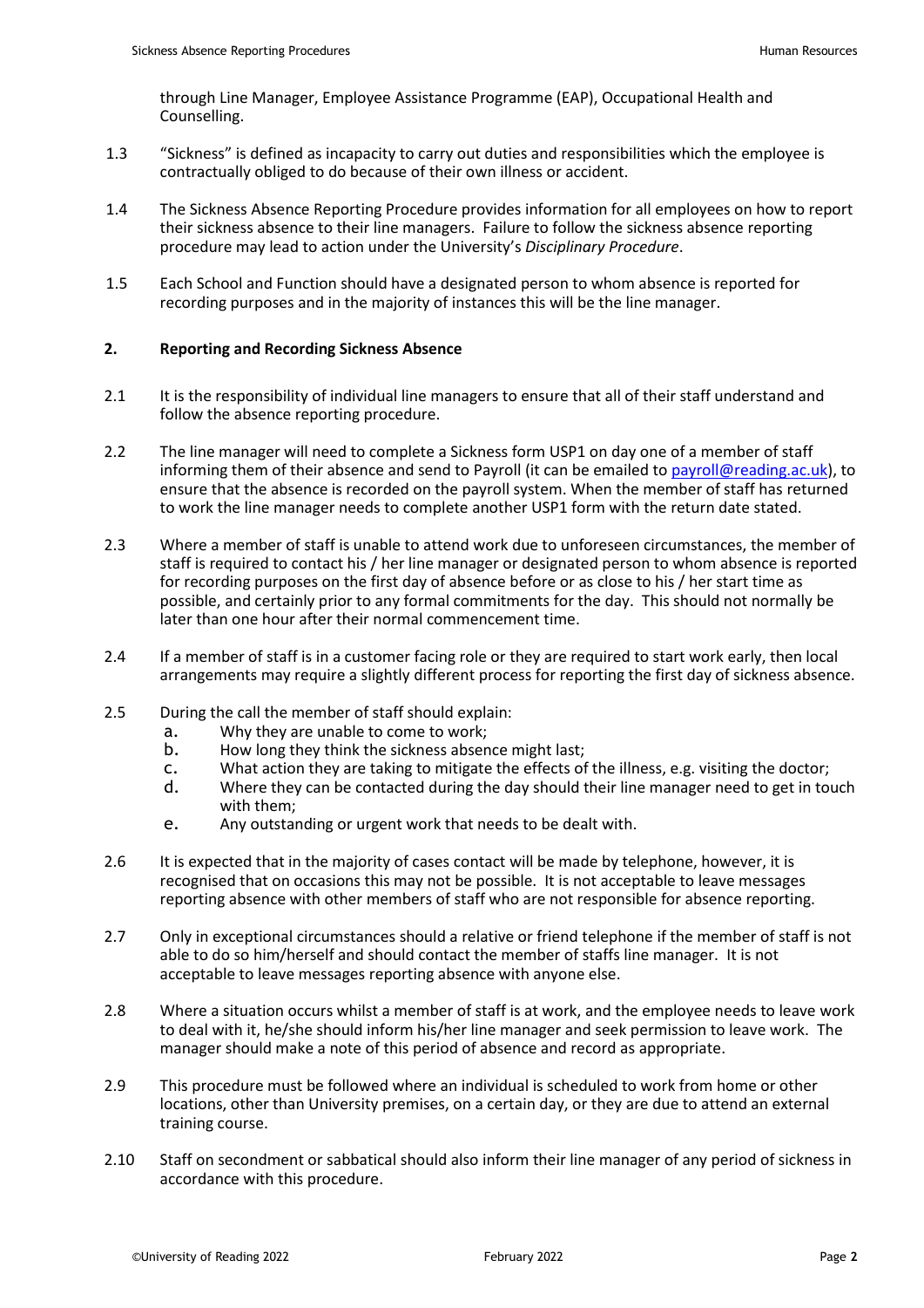through Line Manager, Employee Assistance Programme (EAP), Occupational Health and Counselling.

1.3 "Sickness" is defined as incapacity to carry out duties and responsibilities which the employee is contractually obliged to do because of their own illness or accident.

1.4 The Sickness Absence Reporting Procedure provides information for all employees on how to report their sickness absence to their line managers. Failure to follow the sickness absence reporting procedure may lead to action under the University's *Disciplinary Procedure*.

1.5 Each School and Function should have a designated person to whom absence is reported for recording purposes and in the majority of instances this will be the line manager.

## 2. Reporting and Recording Sickness Absence

2.1 It is the responsibility of individual line managers to ensure that all of their staff understand and follow the absence reporting procedure.

2.2 The line manager will need to complete a Sickness form USP1 on day one of a member of staff informing them of their absence and send to Payroll (it can be emailed to [payroll@reading.ac.uk](mailto:payroll@reading.ac.uk)), to ensure that the absence is recorded on the payroll system. When the member of staff has returned to work the line manager needs to complete another USP1 form with the return date stated.

2.3 Where a member of staff is unable to attend work due to unforeseen circumstances, the member of staff is required to contact his / her line manager or designated person to whom absence is reported for recording purposes on the first day of absence before or as close to his / her start time as possible, and certainly prior to any formal commitments for the day. This should not normally be later than one hour after their normal commencement time.

2.4 If a member of staff is in a customer facing role or they are required to start work early, then local arrangements may require a slightly different process for reporting the first day of sickness absence.

2.5 During the call the member of staff should explain:

a. Why they are unable to come to work;
b. How long they think the sickness absence might last;
c. What action they are taking to mitigate the effects of the illness, e.g. visiting the doctor;
d. Where they can be contacted during the day should their line manager need to get in touch with them;
e. Any outstanding or urgent work that needs to be dealt with.

2.6 It is expected that in the majority of cases contact will be made by telephone, however, it is recognised that on occasions this may not be possible. It is not acceptable to leave messages reporting absence with other members of staff who are not responsible for absence reporting.

2.7 Only in exceptional circumstances should a relative or friend telephone if the member of staff is not able to do so him/herself and should contact the member of staffs line manager. It is not acceptable to leave messages reporting absence with anyone else.

2.8 Where a situation occurs whilst a member of staff is at work, and the employee needs to leave work to deal with it, he/she should inform his/her line manager and seek permission to leave work. The manager should make a note of this period of absence and record as appropriate.

2.9 This procedure must be followed where an individual is scheduled to work from home or other locations, other than University premises, on a certain day, or they are due to attend an external training course.

2.10 Staff on secondment or sabbatical should also inform their line manager of any period of sickness in accordance with this procedure.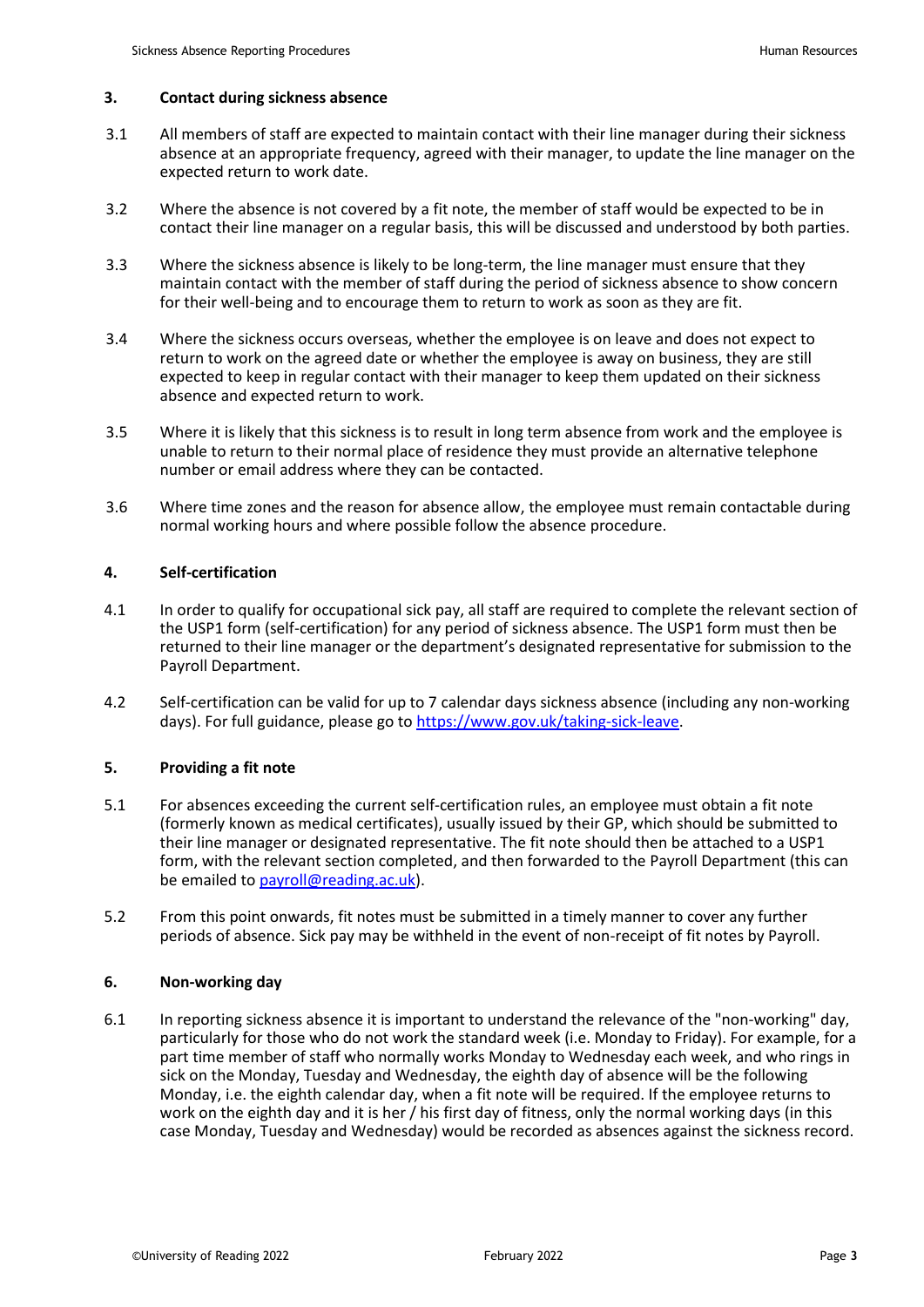## 3. Contact during sickness absence

3.1 All members of staff are expected to maintain contact with their line manager during their sickness absence at an appropriate frequency, agreed with their manager, to update the line manager on the expected return to work date.

3.2 Where the absence is not covered by a fit note, the member of staff would be expected to be in contact their line manager on a regular basis, this will be discussed and understood by both parties.

3.3 Where the sickness absence is likely to be long-term, the line manager must ensure that they maintain contact with the member of staff during the period of sickness absence to show concern for their well-being and to encourage them to return to work as soon as they are fit.

3.4 Where the sickness occurs overseas, whether the employee is on leave and does not expect to return to work on the agreed date or whether the employee is away on business, they are still expected to keep in regular contact with their manager to keep them updated on their sickness absence and expected return to work.

3.5 Where it is likely that this sickness is to result in long term absence from work and the employee is unable to return to their normal place of residence they must provide an alternative telephone number or email address where they can be contacted.

3.6 Where time zones and the reason for absence allow, the employee must remain contactable during normal working hours and where possible follow the absence procedure.

## 4. Self-certification

4.1 In order to qualify for occupational sick pay, all staff are required to complete the relevant section of the USP1 form (self-certification) for any period of sickness absence. The USP1 form must then be returned to their line manager or the department's designated representative for submission to the Payroll Department.

4.2 Self-certification can be valid for up to 7 calendar days sickness absence (including any non-working days). For full guidance, please go to [https://www.gov.uk/taking-sick-leave](https://www.gov.uk/taking-sick-leave).

## 5. Providing a fit note

5.1 For absences exceeding the current self-certification rules, an employee must obtain a fit note (formerly known as medical certificates), usually issued by their GP, which should be submitted to their line manager or designated representative. The fit note should then be attached to a USP1 form, with the relevant section completed, and then forwarded to the Payroll Department (this can be emailed to [payroll@reading.ac.uk](mailto:payroll@reading.ac.uk)).

5.2 From this point onwards, fit notes must be submitted in a timely manner to cover any further periods of absence. Sick pay may be withheld in the event of non-receipt of fit notes by Payroll.

## 6. Non-working day

6.1 In reporting sickness absence it is important to understand the relevance of the "non-working" day, particularly for those who do not work the standard week (i.e. Monday to Friday). For example, for a part time member of staff who normally works Monday to Wednesday each week, and who rings in sick on the Monday, Tuesday and Wednesday, the eighth day of absence will be the following Monday, i.e. the eighth calendar day, when a fit note will be required. If the employee returns to work on the eighth day and it is her / his first day of fitness, only the normal working days (in this case Monday, Tuesday and Wednesday) would be recorded as absences against the sickness record.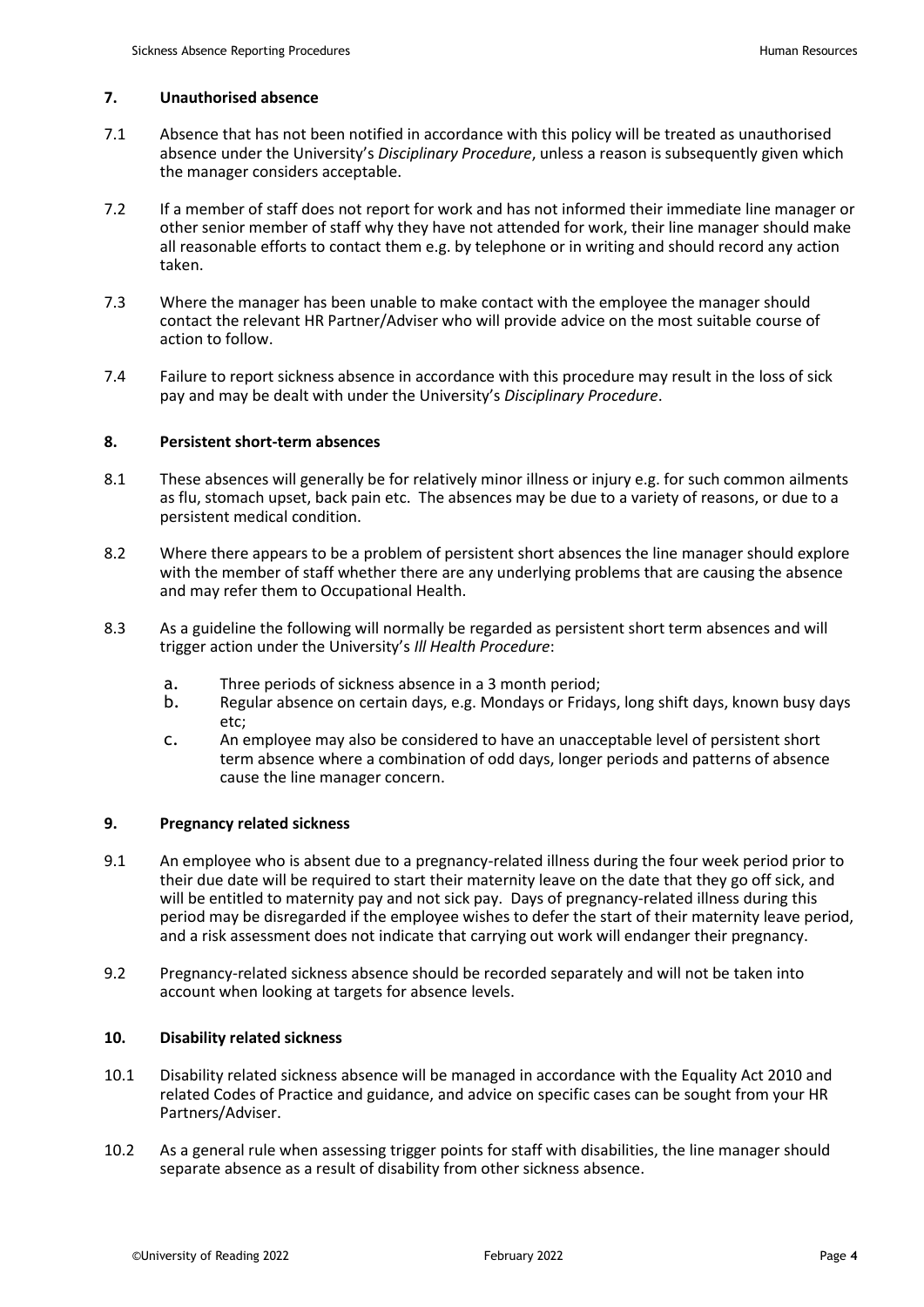## 7. Unauthorised absence

7.1 Absence that has not been notified in accordance with this policy will be treated as unauthorised absence under the University's *Disciplinary Procedure*, unless a reason is subsequently given which the manager considers acceptable.

7.2 If a member of staff does not report for work and has not informed their immediate line manager or other senior member of staff why they have not attended for work, their line manager should make all reasonable efforts to contact them e.g. by telephone or in writing and should record any action taken.

7.3 Where the manager has been unable to make contact with the employee the manager should contact the relevant HR Partner/Adviser who will provide advice on the most suitable course of action to follow.

7.4 Failure to report sickness absence in accordance with this procedure may result in the loss of sick pay and may be dealt with under the University's *Disciplinary Procedure*.

## 8. Persistent short-term absences

8.1 These absences will generally be for relatively minor illness or injury e.g. for such common ailments as flu, stomach upset, back pain etc. The absences may be due to a variety of reasons, or due to a persistent medical condition.

8.2 Where there appears to be a problem of persistent short absences the line manager should explore with the member of staff whether there are any underlying problems that are causing the absence and may refer them to Occupational Health.

8.3 As a guideline the following will normally be regarded as persistent short term absences and will trigger action under the University's *Ill Health Procedure*:

a. Three periods of sickness absence in a 3 month period;

b. Regular absence on certain days, e.g. Mondays or Fridays, long shift days, known busy days etc;

c. An employee may also be considered to have an unacceptable level of persistent short term absence where a combination of odd days, longer periods and patterns of absence cause the line manager concern.

## 9. Pregnancy related sickness

9.1 An employee who is absent due to a pregnancy-related illness during the four week period prior to their due date will be required to start their maternity leave on the date that they go off sick, and will be entitled to maternity pay and not sick pay. Days of pregnancy-related illness during this period may be disregarded if the employee wishes to defer the start of their maternity leave period, and a risk assessment does not indicate that carrying out work will endanger their pregnancy.

9.2 Pregnancy-related sickness absence should be recorded separately and will not be taken into account when looking at targets for absence levels.

## 10. Disability related sickness

10.1 Disability related sickness absence will be managed in accordance with the Equality Act 2010 and related Codes of Practice and guidance, and advice on specific cases can be sought from your HR Partners/Adviser.

10.2 As a general rule when assessing trigger points for staff with disabilities, the line manager should separate absence as a result of disability from other sickness absence.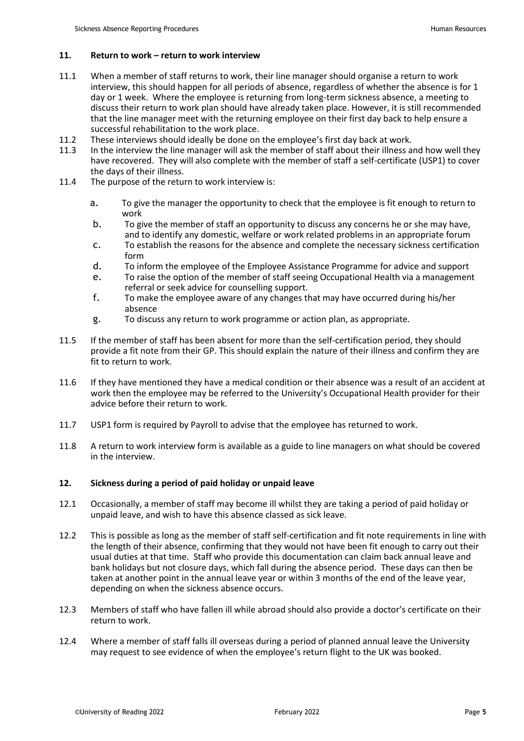## 11. Return to work – return to work interview

11.1 When a member of staff returns to work, their line manager should organise a return to work interview, this should happen for all periods of absence, regardless of whether the absence is for 1 day or 1 week. Where the employee is returning from long-term sickness absence, a meeting to discuss their return to work plan should have already taken place. However, it is still recommended that the line manager meet with the returning employee on their first day back to help ensure a successful rehabilitation to the work place.

11.2 These interviews should ideally be done on the employee's first day back at work.

11.3 In the interview the line manager will ask the member of staff about their illness and how well they have recovered. They will also complete with the member of staff a self-certificate (USP1) to cover the days of their illness.

11.4 The purpose of the return to work interview is:

a. To give the manager the opportunity to check that the employee is fit enough to return to work
b. To give the member of staff an opportunity to discuss any concerns he or she may have, and to identify any domestic, welfare or work related problems in an appropriate forum
c. To establish the reasons for the absence and complete the necessary sickness certification form
d. To inform the employee of the Employee Assistance Programme for advice and support
e. To raise the option of the member of staff seeing Occupational Health via a management referral or seek advice for counselling support.
f. To make the employee aware of any changes that may have occurred during his/her absence
g. To discuss any return to work programme or action plan, as appropriate.

11.5 If the member of staff has been absent for more than the self-certification period, they should provide a fit note from their GP. This should explain the nature of their illness and confirm they are fit to return to work.

11.6 If they have mentioned they have a medical condition or their absence was a result of an accident at work then the employee may be referred to the University's Occupational Health provider for their advice before their return to work.

11.7 USP1 form is required by Payroll to advise that the employee has returned to work.

11.8 A return to work interview form is available as a guide to line managers on what should be covered in the interview.

## 12. Sickness during a period of paid holiday or unpaid leave

12.1 Occasionally, a member of staff may become ill whilst they are taking a period of paid holiday or unpaid leave, and wish to have this absence classed as sick leave.

12.2 This is possible as long as the member of staff self-certification and fit note requirements in line with the length of their absence, confirming that they would not have been fit enough to carry out their usual duties at that time. Staff who provide this documentation can claim back annual leave and bank holidays but not closure days, which fall during the absence period. These days can then be taken at another point in the annual leave year or within 3 months of the end of the leave year, depending on when the sickness absence occurs.

12.3 Members of staff who have fallen ill while abroad should also provide a doctor's certificate on their return to work.

12.4 Where a member of staff falls ill overseas during a period of planned annual leave the University may request to see evidence of when the employee's return flight to the UK was booked.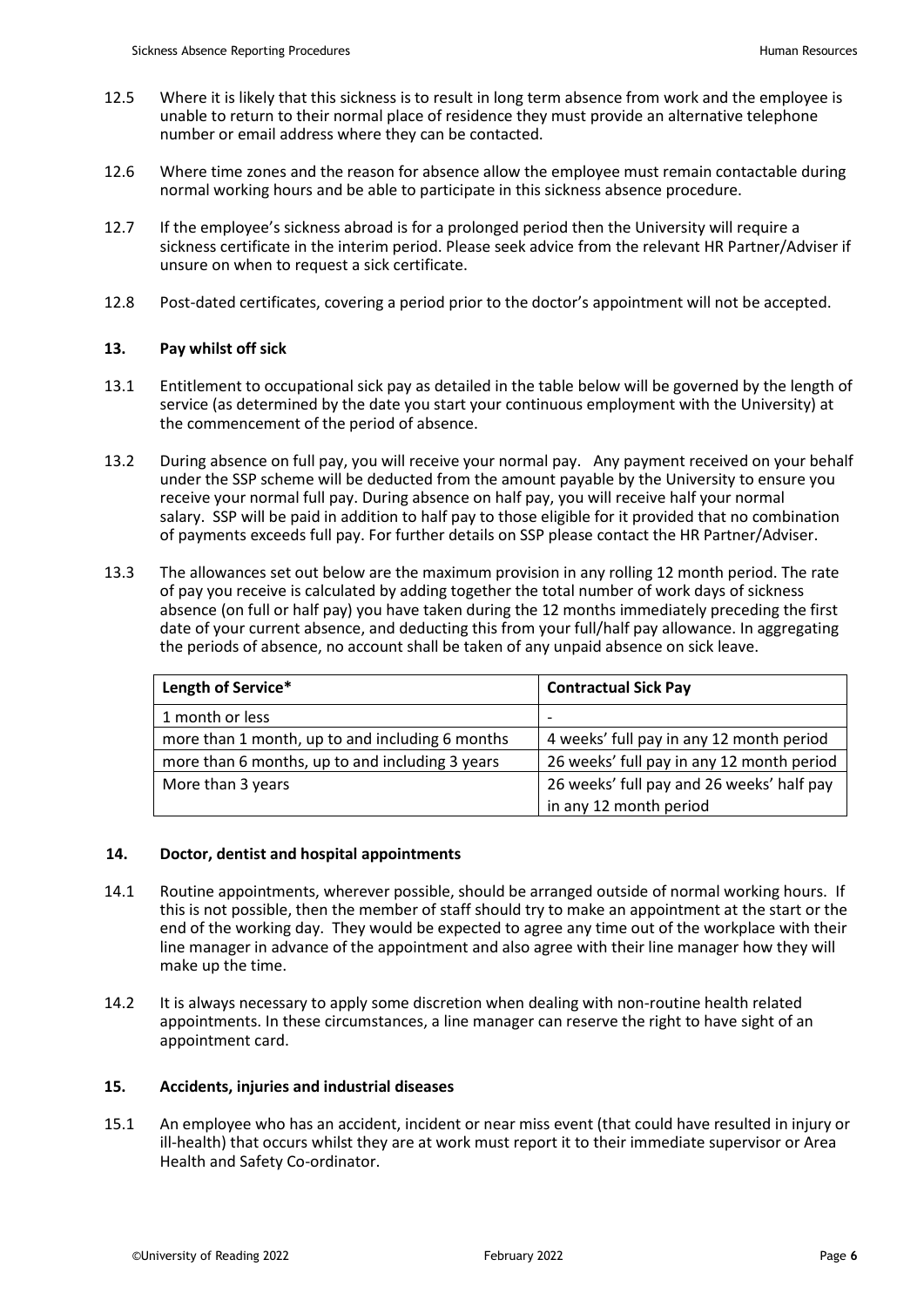12.5 Where it is likely that this sickness is to result in long term absence from work and the employee is unable to return to their normal place of residence they must provide an alternative telephone number or email address where they can be contacted.

12.6 Where time zones and the reason for absence allow the employee must remain contactable during normal working hours and be able to participate in this sickness absence procedure.

12.7 If the employee's sickness abroad is for a prolonged period then the University will require a sickness certificate in the interim period. Please seek advice from the relevant HR Partner/Adviser if unsure on when to request a sick certificate.

12.8 Post-dated certificates, covering a period prior to the doctor's appointment will not be accepted.

## 13. Pay whilst off sick

13.1 Entitlement to occupational sick pay as detailed in the table below will be governed by the length of service (as determined by the date you start your continuous employment with the University) at the commencement of the period of absence.

13.2 During absence on full pay, you will receive your normal pay. Any payment received on your behalf under the SSP scheme will be deducted from the amount payable by the University to ensure you receive your normal full pay. During absence on half pay, you will receive half your normal salary. SSP will be paid in addition to half pay to those eligible for it provided that no combination of payments exceeds full pay. For further details on SSP please contact the HR Partner/Adviser.

13.3 The allowances set out below are the maximum provision in any rolling 12 month period. The rate of pay you receive is calculated by adding together the total number of work days of sickness absence (on full or half pay) you have taken during the 12 months immediately preceding the first date of your current absence, and deducting this from your full/half pay allowance. In aggregating the periods of absence, no account shall be taken of any unpaid absence on sick leave.

| Length of Service* | Contractual Sick Pay |
|---|---|
| 1 month or less | - |
| more than 1 month, up to and including 6 months | 4 weeks' full pay in any 12 month period |
| more than 6 months, up to and including 3 years | 26 weeks' full pay in any 12 month period |
| More than 3 years | 26 weeks' full pay and 26 weeks' half pay in any 12 month period |

## 14. Doctor, dentist and hospital appointments

14.1 Routine appointments, wherever possible, should be arranged outside of normal working hours. If this is not possible, then the member of staff should try to make an appointment at the start or the end of the working day. They would be expected to agree any time out of the workplace with their line manager in advance of the appointment and also agree with their line manager how they will make up the time.

14.2 It is always necessary to apply some discretion when dealing with non-routine health related appointments. In these circumstances, a line manager can reserve the right to have sight of an appointment card.

## 15. Accidents, injuries and industrial diseases

15.1 An employee who has an accident, incident or near miss event (that could have resulted in injury or ill-health) that occurs whilst they are at work must report it to their immediate supervisor or Area Health and Safety Co-ordinator.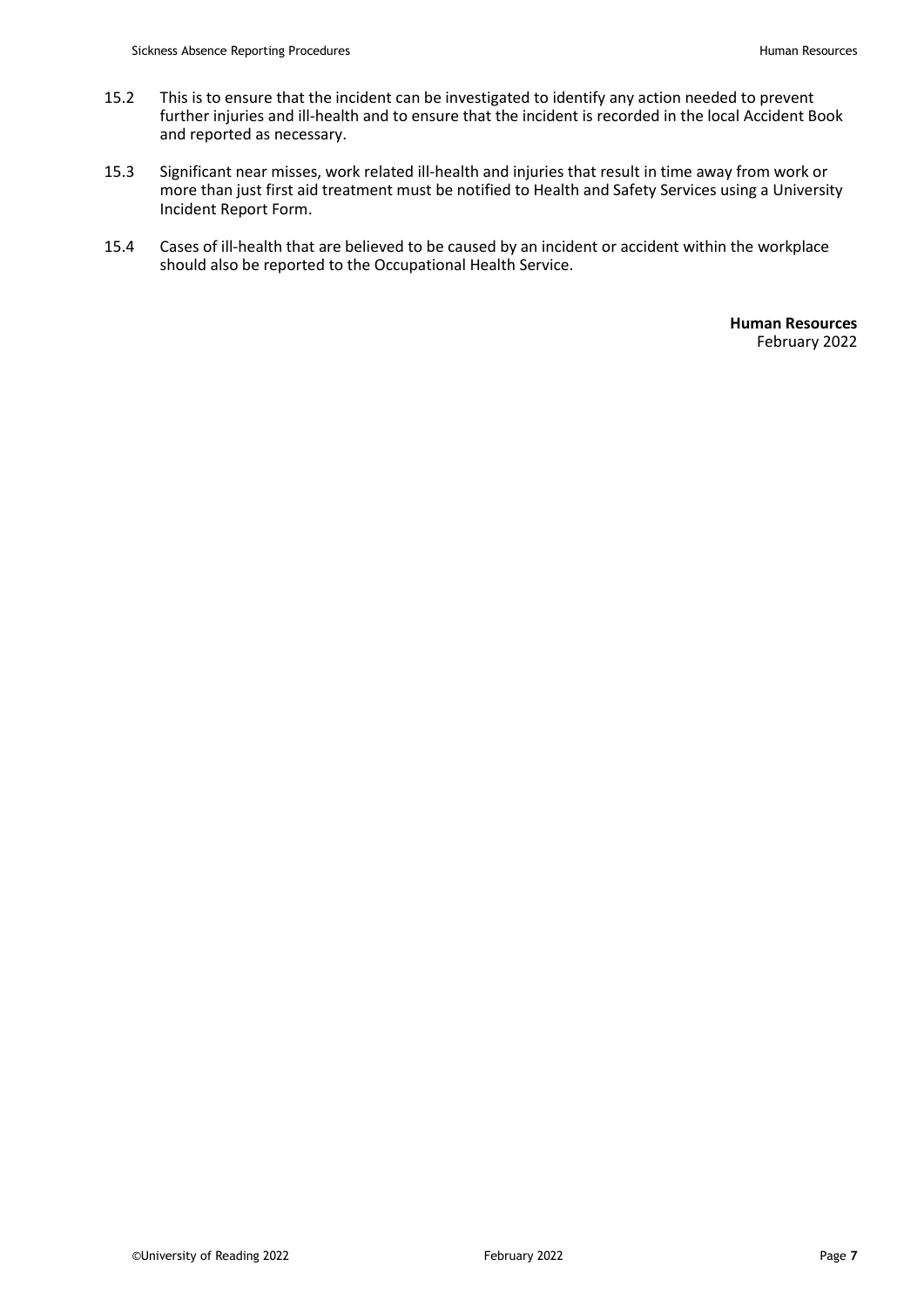15.2 This is to ensure that the incident can be investigated to identify any action needed to prevent further injuries and ill-health and to ensure that the incident is recorded in the local Accident Book and reported as necessary.

15.3 Significant near misses, work related ill-health and injuries that result in time away from work or more than just first aid treatment must be notified to Health and Safety Services using a University Incident Report Form.

15.4 Cases of ill-health that are believed to be caused by an incident or accident within the workplace should also be reported to the Occupational Health Service.

**Human Resources**
February 2022